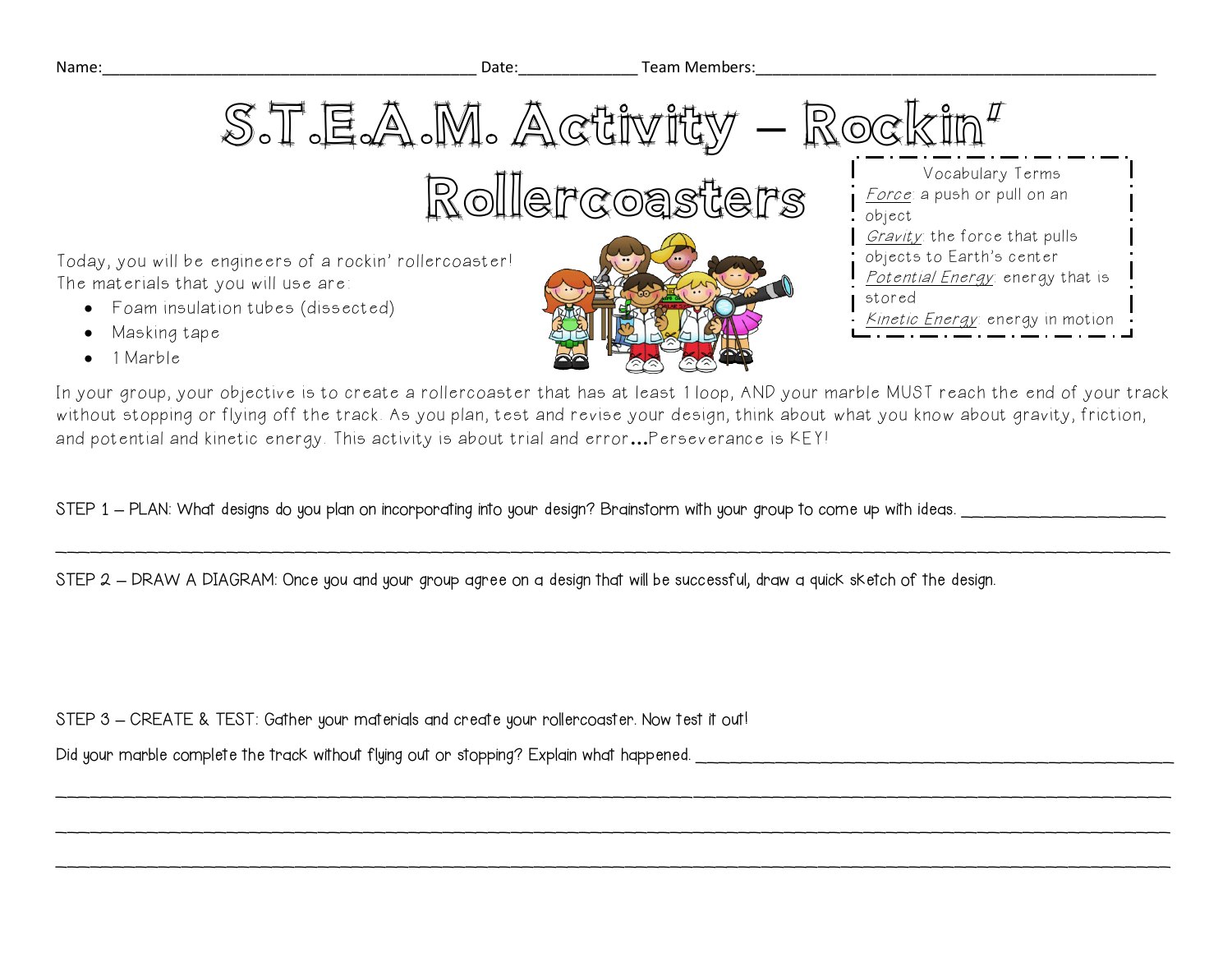Name:___________________________________________ Date:_____________ Team Members:_____________________________________________

# S.T.E.A.M. Activity – Rockin' Rollercoasters

**Vocabulary Terms**

*Force*: a push or pull on an object

*Gravity*: the force that pulls objects to Earth's center

*Potential Energy*: energy that is stored

*Kinetic Energy*: energy in motion

Today, you will be engineers of a rockin' rollercoaster! The materials that you will use are:

- Foam insulation tubes (dissected)
- Masking tape
- 1 Marble

In your group, your objective is to create a rollercoaster that has at least 1 loop, AND your marble MUST reach the end of your track without stopping or flying off the track. As you plan, test and revise your design, think about what you know about gravity, friction, and potential and kinetic energy. This activity is about trial and error…Perseverance is KEY!

STEP 1 – PLAN: What designs do you plan on incorporating into your design? Brainstorm with your group to come up with ideas. ______________________

___________________________________________________________________________________________________________

STEP 2 – DRAW A DIAGRAM: Once you and your group agree on a design that will be successful, draw a quick sketch of the design.

STEP 3 – CREATE & TEST: Gather your materials and create your rollercoaster. Now test it out!

Did your marble complete the track without flying out or stopping? Explain what happened. ______________________________________________

___________________________________________________________________________________________________________

___________________________________________________________________________________________________________

___________________________________________________________________________________________________________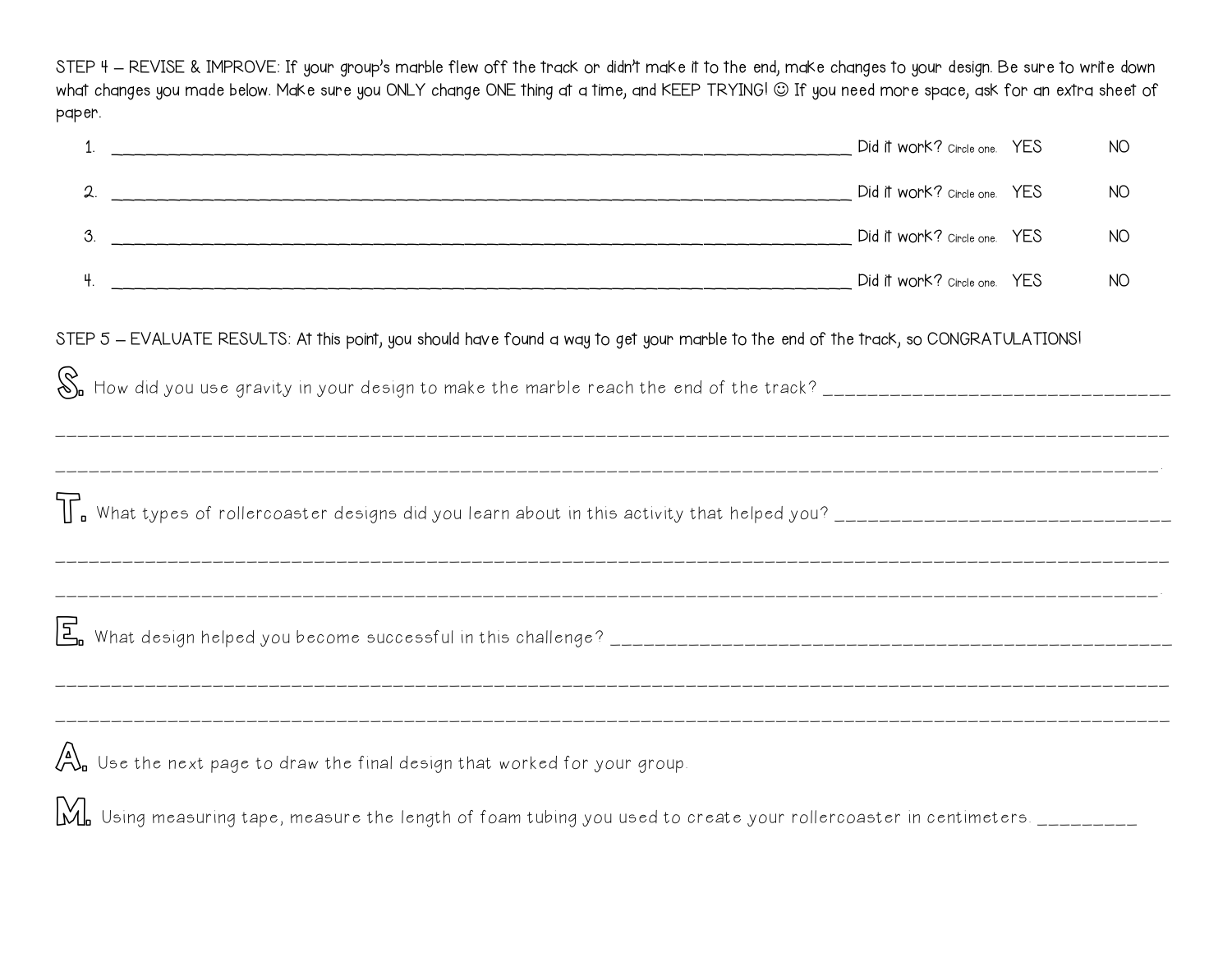STEP 4 – REVISE & IMPROVE: If your group's marble flew off the track or didn't make it to the end, make changes to your design. Be sure to write down what changes you made below. Make sure you ONLY change ONE thing at a time, and KEEP TRYING! ☺ If you need more space, ask for an extra sheet of paper.

1. ________________________________________________________________ Did it work? Circle one. YES NO

2. ________________________________________________________________ Did it work? Circle one. YES NO

3. ________________________________________________________________ Did it work? Circle one. YES NO

4. ________________________________________________________________ Did it work? Circle one. YES NO

STEP 5 – EVALUATE RESULTS: At this point, you should have found a way to get your marble to the end of the track, so CONGRATULATIONS!

**S.** How did you use gravity in your design to make the marble reach the end of the track? ______________________________

______________________________________________________________________________________

______________________________________________________________________________________

**T.** What types of rollercoaster designs did you learn about in this activity that helped you? ______________________________

______________________________________________________________________________________

______________________________________________________________________________________

**E.** What design helped you become successful in this challenge? ______________________________________________

______________________________________________________________________________________

______________________________________________________________________________________

**A.** Use the next page to draw the final design that worked for your group.

**M.** Using measuring tape, measure the length of foam tubing you used to create your rollercoaster in centimeters. _________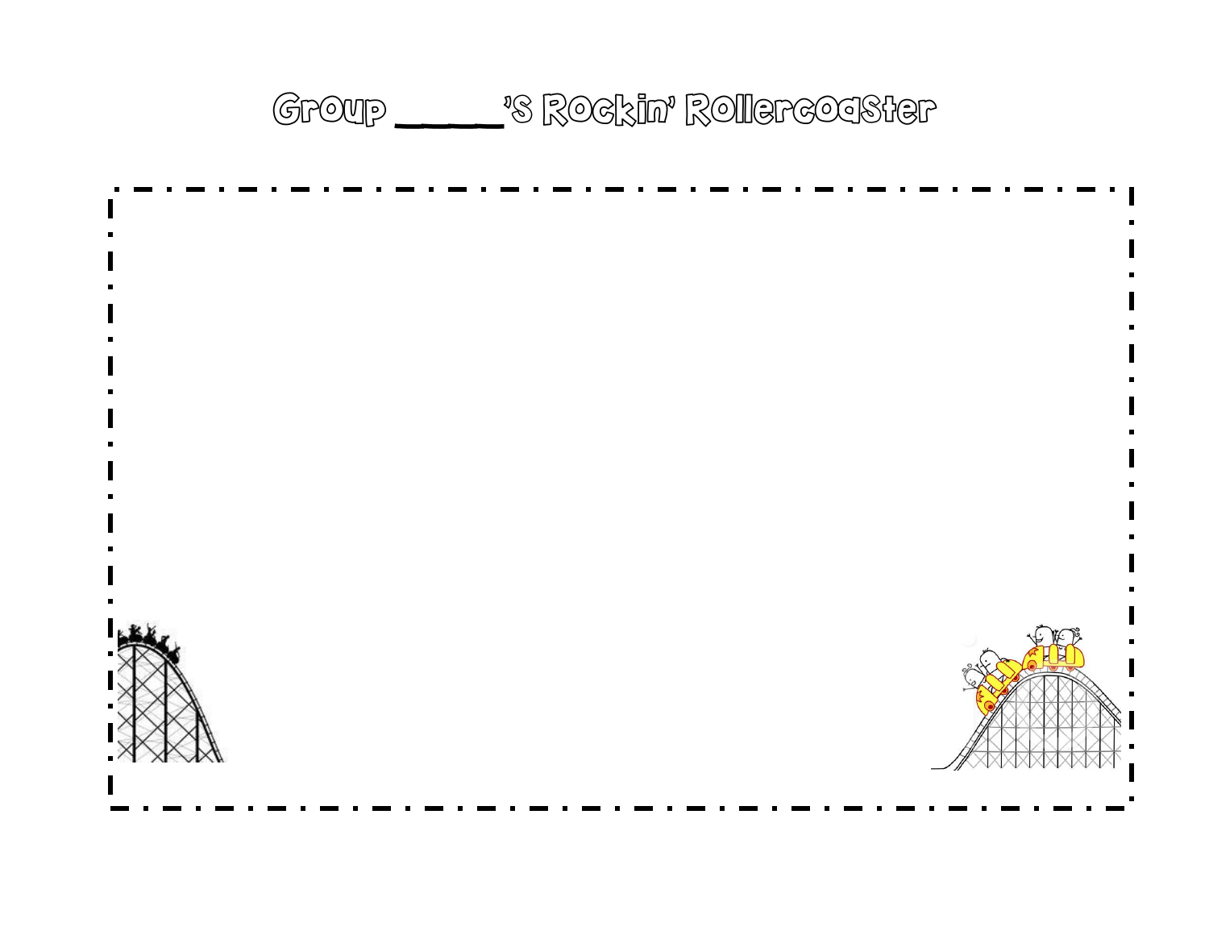# Group _____'S Rockin' Rollercoaster